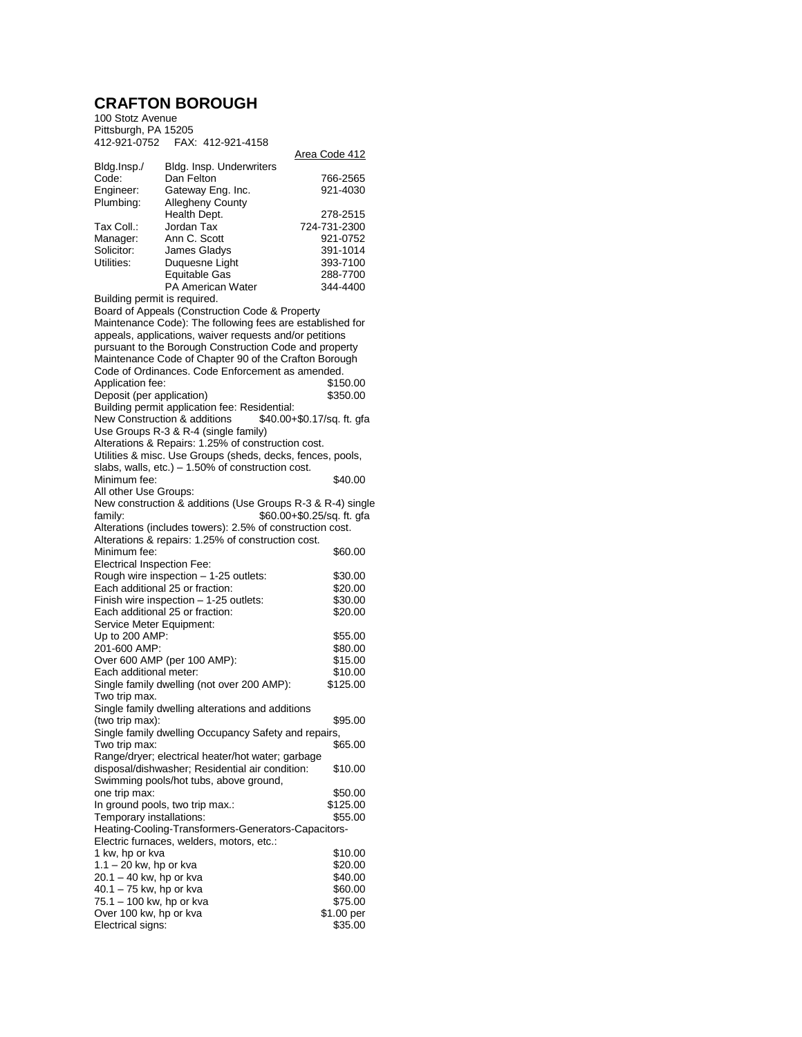# CRAFTON BOROUGH

100 Stotz Avenue
Pittsburgh, PA 15205
412-921-0752 FAX: 412-921-4158

| | | Area Code 412 |
|---|---|---|
| Bldg.Insp./ Code: | Bldg. Insp. Underwriters Dan Felton | 766-2565 |
| Engineer: | Gateway Eng. Inc. | 921-4030 |
| Plumbing: | Allegheny County Health Dept. | 278-2515 |
| Tax Coll.: | Jordan Tax | 724-731-2300 |
| Manager: | Ann C. Scott | 921-0752 |
| Solicitor: | James Gladys | 391-1014 |
| Utilities: | Duquesne Light | 393-7100 |
| | Equitable Gas | 288-7700 |
| | PA American Water | 344-4400 |

Building permit is required.

Board of Appeals (Construction Code & Property Maintenance Code): The following fees are established for appeals, applications, waiver requests and/or petitions pursuant to the Borough Construction Code and property Maintenance Code of Chapter 90 of the Crafton Borough Code of Ordinances. Code Enforcement as amended.

Application fee: $150.00
Deposit (per application) $350.00

Building permit application fee: Residential:
New Construction & additions $40.00+$0.17/sq. ft. gfa
Use Groups R-3 & R-4 (single family)
Alterations & Repairs: 1.25% of construction cost.
Utilities & misc. Use Groups (sheds, decks, fences, pools, slabs, walls, etc.) – 1.50% of construction cost.
Minimum fee: $40.00

All other Use Groups:
New construction & additions (Use Groups R-3 & R-4) single family: $60.00+$0.25/sq. ft. gfa
Alterations (includes towers): 2.5% of construction cost.
Alterations & repairs: 1.25% of construction cost.
Minimum fee: $60.00

Electrical Inspection Fee:

| | |
|---|---|
| Rough wire inspection – 1-25 outlets: | $30.00 |
| Each additional 25 or fraction: | $20.00 |
| Finish wire inspection – 1-25 outlets: | $30.00 |
| Each additional 25 or fraction: | $20.00 |

Service Meter Equipment:

| | |
|---|---|
| Up to 200 AMP: | $55.00 |
| 201-600 AMP: | $80.00 |
| Over 600 AMP (per 100 AMP): | $15.00 |
| Each additional meter: | $10.00 |
| Single family dwelling (not over 200 AMP): Two trip max. | $125.00 |
| Single family dwelling alterations and additions (two trip max): | $95.00 |
| Single family dwelling Occupancy Safety and repairs, Two trip max: | $65.00 |
| Range/dryer; electrical heater/hot water; garbage disposal/dishwasher; Residential air condition: | $10.00 |
| Swimming pools/hot tubs, above ground, one trip max: | $50.00 |
| In ground pools, two trip max.: | $125.00 |
| Temporary installations: | $55.00 |

Heating-Cooling-Transformers-Generators-Capacitors-Electric furnaces, welders, motors, etc.:

| | |
|---|---|
| 1 kw, hp or kva | $10.00 |
| 1.1 – 20 kw, hp or kva | $20.00 |
| 20.1 – 40 kw, hp or kva | $40.00 |
| 40.1 – 75 kw, hp or kva | $60.00 |
| 75.1 – 100 kw, hp or kva | $75.00 |
| Over 100 kw, hp or kva | $1.00 per |
| Electrical signs: | $35.00 |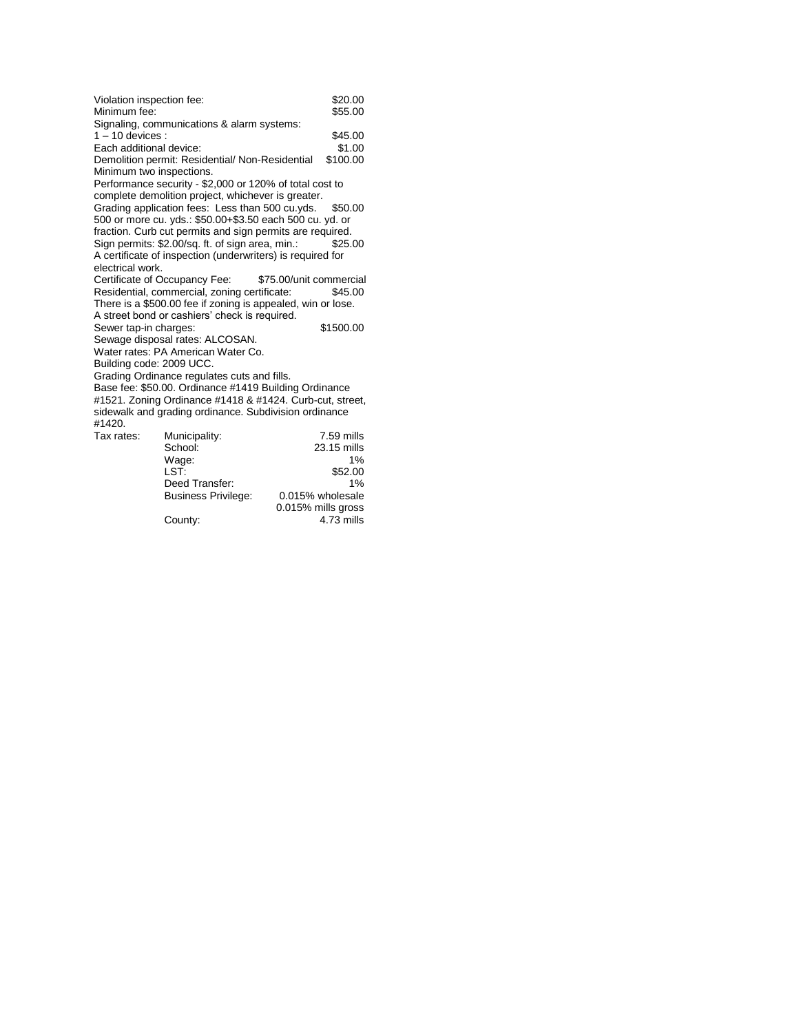Violation inspection fee: $20.00
Minimum fee: $55.00
Signaling, communications & alarm systems:
1 – 10 devices : $45.00
Each additional device: $1.00
Demolition permit: Residential/ Non-Residential $100.00
Minimum two inspections.
Performance security - $2,000 or 120% of total cost to complete demolition project, whichever is greater.
Grading application fees: Less than 500 cu.yds. $50.00
500 or more cu. yds.: $50.00+$3.50 each 500 cu. yd. or fraction. Curb cut permits and sign permits are required.
Sign permits: $2.00/sq. ft. of sign area, min.: $25.00
A certificate of inspection (underwriters) is required for electrical work.
Certificate of Occupancy Fee: $75.00/unit commercial
Residential, commercial, zoning certificate: $45.00
There is a $500.00 fee if zoning is appealed, win or lose.
A street bond or cashiers' check is required.
Sewer tap-in charges: $1500.00
Sewage disposal rates: ALCOSAN.
Water rates: PA American Water Co.
Building code: 2009 UCC.
Grading Ordinance regulates cuts and fills.
Base fee: $50.00. Ordinance #1419 Building Ordinance #1521. Zoning Ordinance #1418 & #1424. Curb-cut, street, sidewalk and grading ordinance. Subdivision ordinance #1420.

| | | |
|---|---|---|
| Tax rates: | Municipality: | 7.59 mills |
| | School: | 23.15 mills |
| | Wage: | 1% |
| | LST: | $52.00 |
| | Deed Transfer: | 1% |
| | Business Privilege: | 0.015% wholesale<br>0.015% mills gross |
| | County: | 4.73 mills |